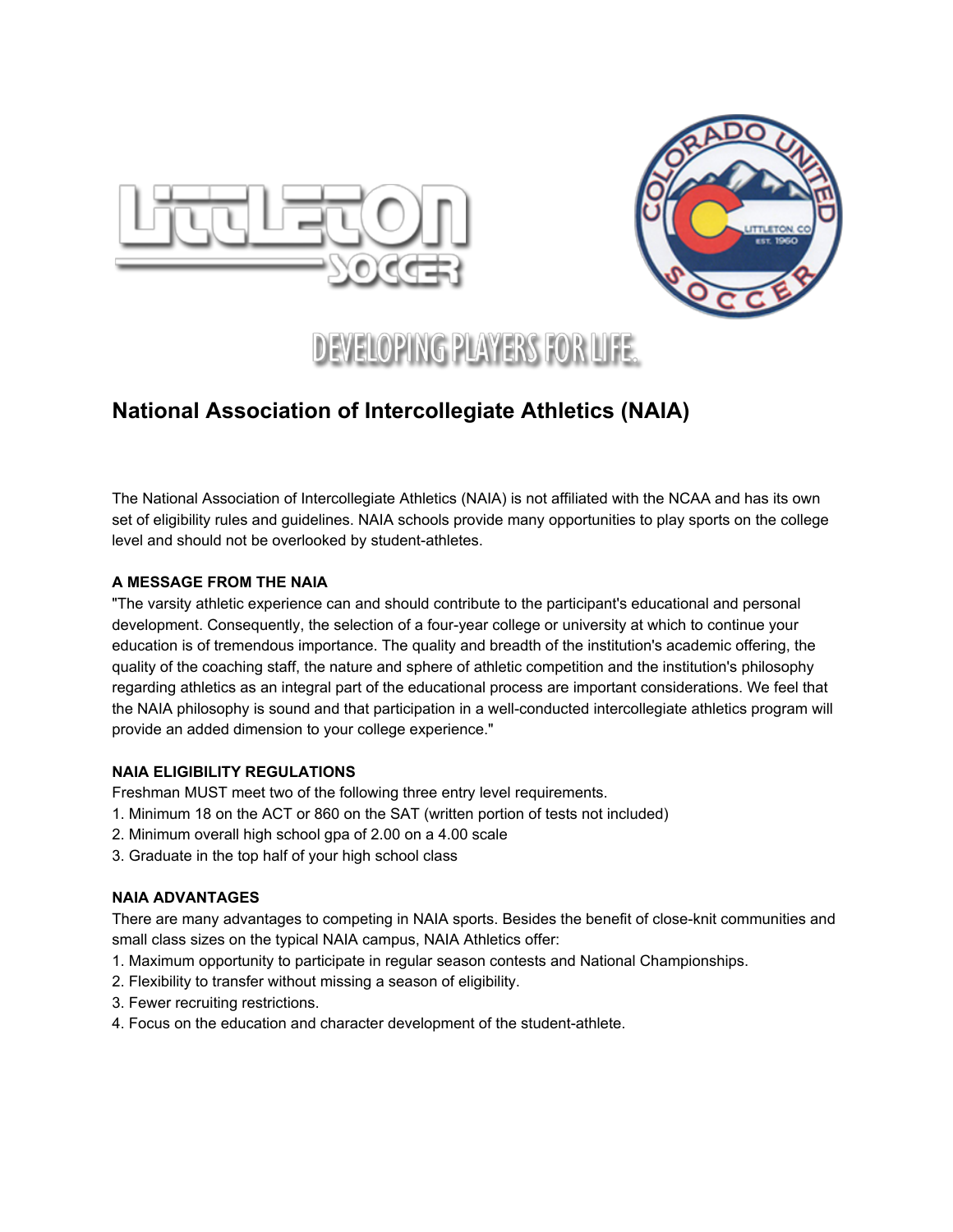DEVELOPING PLAYERS FOR LIFE.

# National Association of Intercollegiate Athletics (NAIA)

The National Association of Intercollegiate Athletics (NAIA) is not affiliated with the NCAA and has its own set of eligibility rules and guidelines. NAIA schools provide many opportunities to play sports on the college level and should not be overlooked by student-athletes.

**A MESSAGE FROM THE NAIA**

"The varsity athletic experience can and should contribute to the participant's educational and personal development. Consequently, the selection of a four-year college or university at which to continue your education is of tremendous importance. The quality and breadth of the institution's academic offering, the quality of the coaching staff, the nature and sphere of athletic competition and the institution's philosophy regarding athletics as an integral part of the educational process are important considerations. We feel that the NAIA philosophy is sound and that participation in a well-conducted intercollegiate athletics program will provide an added dimension to your college experience."

**NAIA ELIGIBILITY REGULATIONS**

Freshman MUST meet two of the following three entry level requirements.

1. Minimum 18 on the ACT or 860 on the SAT (written portion of tests not included)
2. Minimum overall high school gpa of 2.00 on a 4.00 scale
3. Graduate in the top half of your high school class

**NAIA ADVANTAGES**

There are many advantages to competing in NAIA sports. Besides the benefit of close-knit communities and small class sizes on the typical NAIA campus, NAIA Athletics offer:

1. Maximum opportunity to participate in regular season contests and National Championships.
2. Flexibility to transfer without missing a season of eligibility.
3. Fewer recruiting restrictions.
4. Focus on the education and character development of the student-athlete.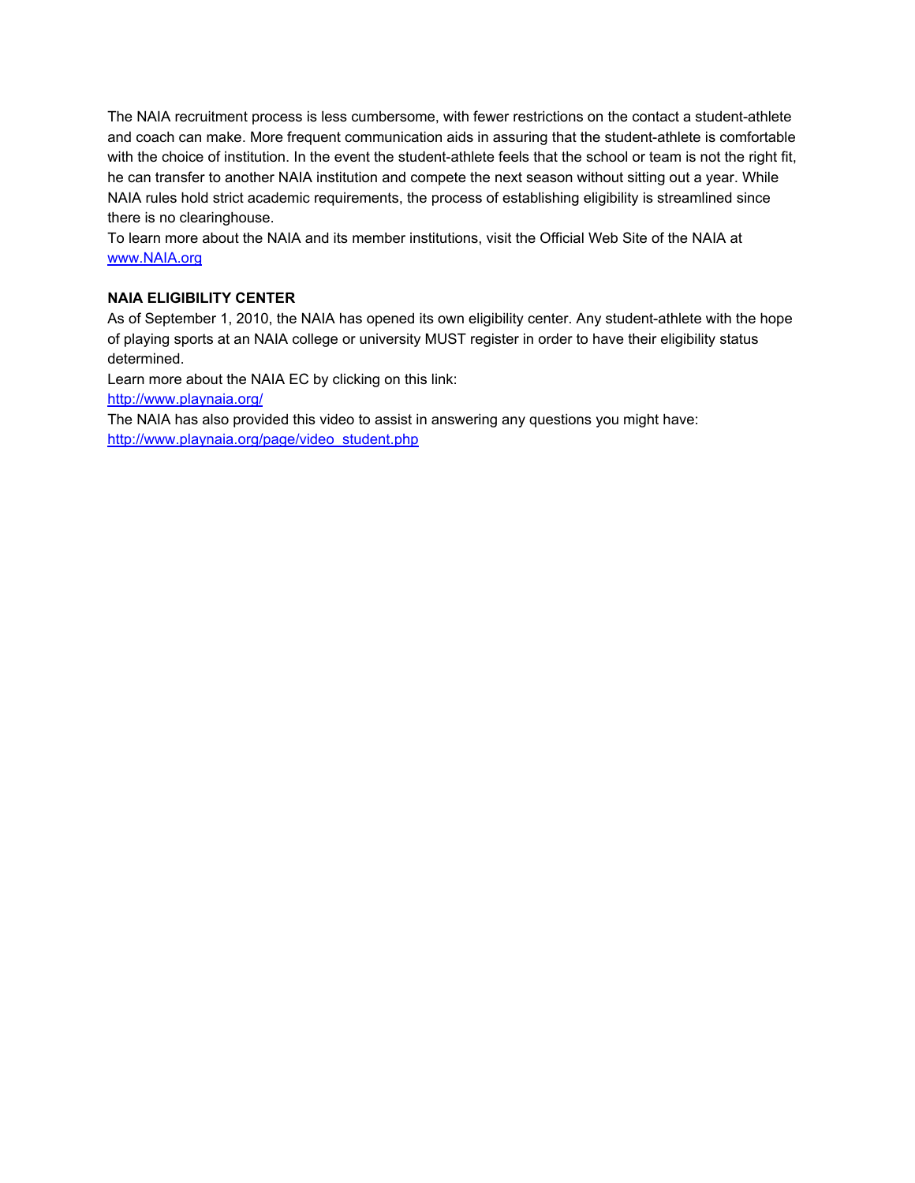The NAIA recruitment process is less cumbersome, with fewer restrictions on the contact a student-athlete and coach can make. More frequent communication aids in assuring that the student-athlete is comfortable with the choice of institution. In the event the student-athlete feels that the school or team is not the right fit, he can transfer to another NAIA institution and compete the next season without sitting out a year. While NAIA rules hold strict academic requirements, the process of establishing eligibility is streamlined since there is no clearinghouse.

To learn more about the NAIA and its member institutions, visit the Official Web Site of the NAIA at [www.NAIA.org](http://www.NAIA.org)

**NAIA ELIGIBILITY CENTER**

As of September 1, 2010, the NAIA has opened its own eligibility center. Any student-athlete with the hope of playing sports at an NAIA college or university MUST register in order to have their eligibility status determined.

Learn more about the NAIA EC by clicking on this link:

[http://www.playnaia.org/](http://www.playnaia.org/)

The NAIA has also provided this video to assist in answering any questions you might have:

[http://www.playnaia.org/page/video_student.php](http://www.playnaia.org/page/video_student.php)